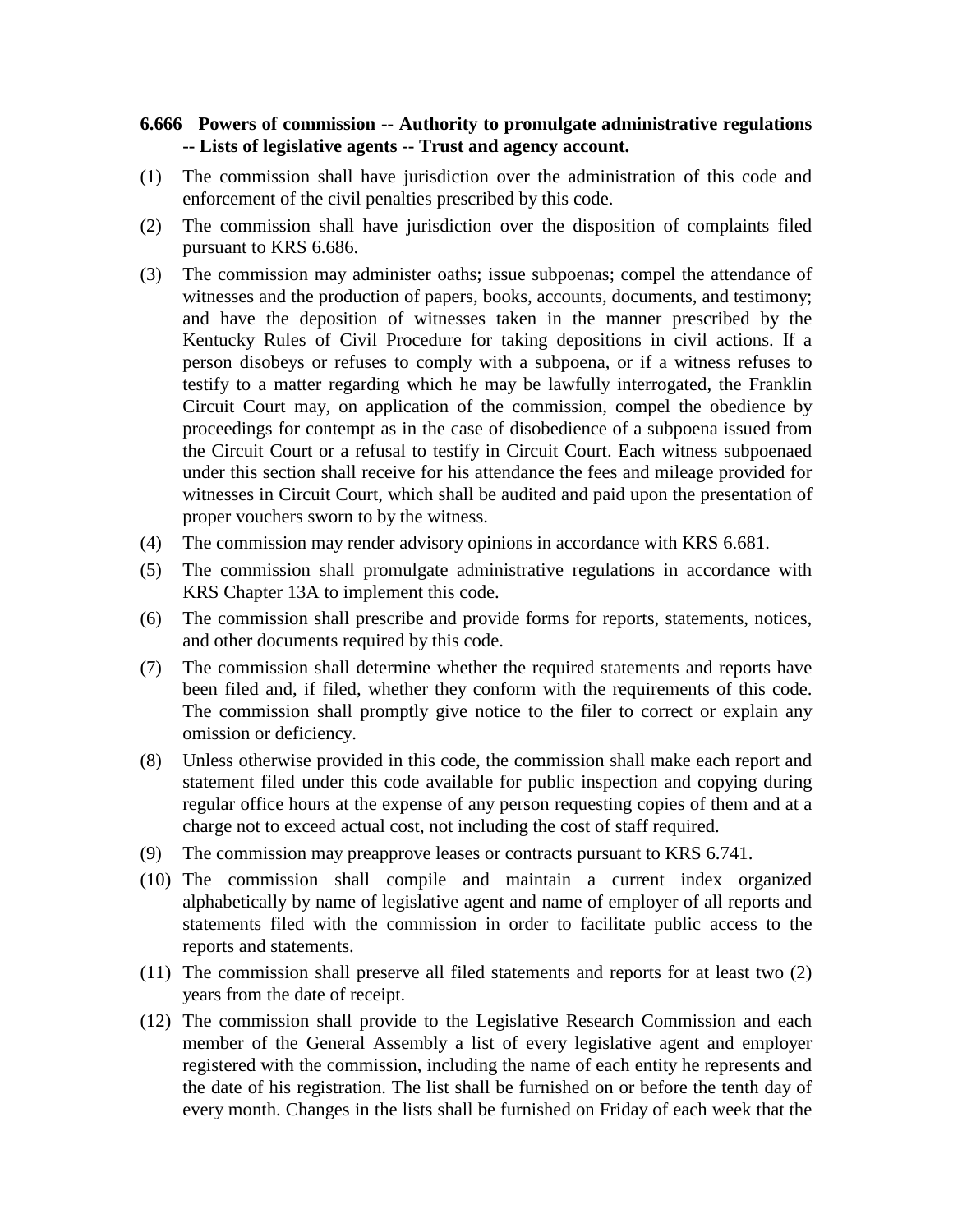**6.666 Powers of commission -- Authority to promulgate administrative regulations -- Lists of legislative agents -- Trust and agency account.**

(1) The commission shall have jurisdiction over the administration of this code and enforcement of the civil penalties prescribed by this code.

(2) The commission shall have jurisdiction over the disposition of complaints filed pursuant to KRS 6.686.

(3) The commission may administer oaths; issue subpoenas; compel the attendance of witnesses and the production of papers, books, accounts, documents, and testimony; and have the deposition of witnesses taken in the manner prescribed by the Kentucky Rules of Civil Procedure for taking depositions in civil actions. If a person disobeys or refuses to comply with a subpoena, or if a witness refuses to testify to a matter regarding which he may be lawfully interrogated, the Franklin Circuit Court may, on application of the commission, compel the obedience by proceedings for contempt as in the case of disobedience of a subpoena issued from the Circuit Court or a refusal to testify in Circuit Court. Each witness subpoenaed under this section shall receive for his attendance the fees and mileage provided for witnesses in Circuit Court, which shall be audited and paid upon the presentation of proper vouchers sworn to by the witness.

(4) The commission may render advisory opinions in accordance with KRS 6.681.

(5) The commission shall promulgate administrative regulations in accordance with KRS Chapter 13A to implement this code.

(6) The commission shall prescribe and provide forms for reports, statements, notices, and other documents required by this code.

(7) The commission shall determine whether the required statements and reports have been filed and, if filed, whether they conform with the requirements of this code. The commission shall promptly give notice to the filer to correct or explain any omission or deficiency.

(8) Unless otherwise provided in this code, the commission shall make each report and statement filed under this code available for public inspection and copying during regular office hours at the expense of any person requesting copies of them and at a charge not to exceed actual cost, not including the cost of staff required.

(9) The commission may preapprove leases or contracts pursuant to KRS 6.741.

(10) The commission shall compile and maintain a current index organized alphabetically by name of legislative agent and name of employer of all reports and statements filed with the commission in order to facilitate public access to the reports and statements.

(11) The commission shall preserve all filed statements and reports for at least two (2) years from the date of receipt.

(12) The commission shall provide to the Legislative Research Commission and each member of the General Assembly a list of every legislative agent and employer registered with the commission, including the name of each entity he represents and the date of his registration. The list shall be furnished on or before the tenth day of every month. Changes in the lists shall be furnished on Friday of each week that the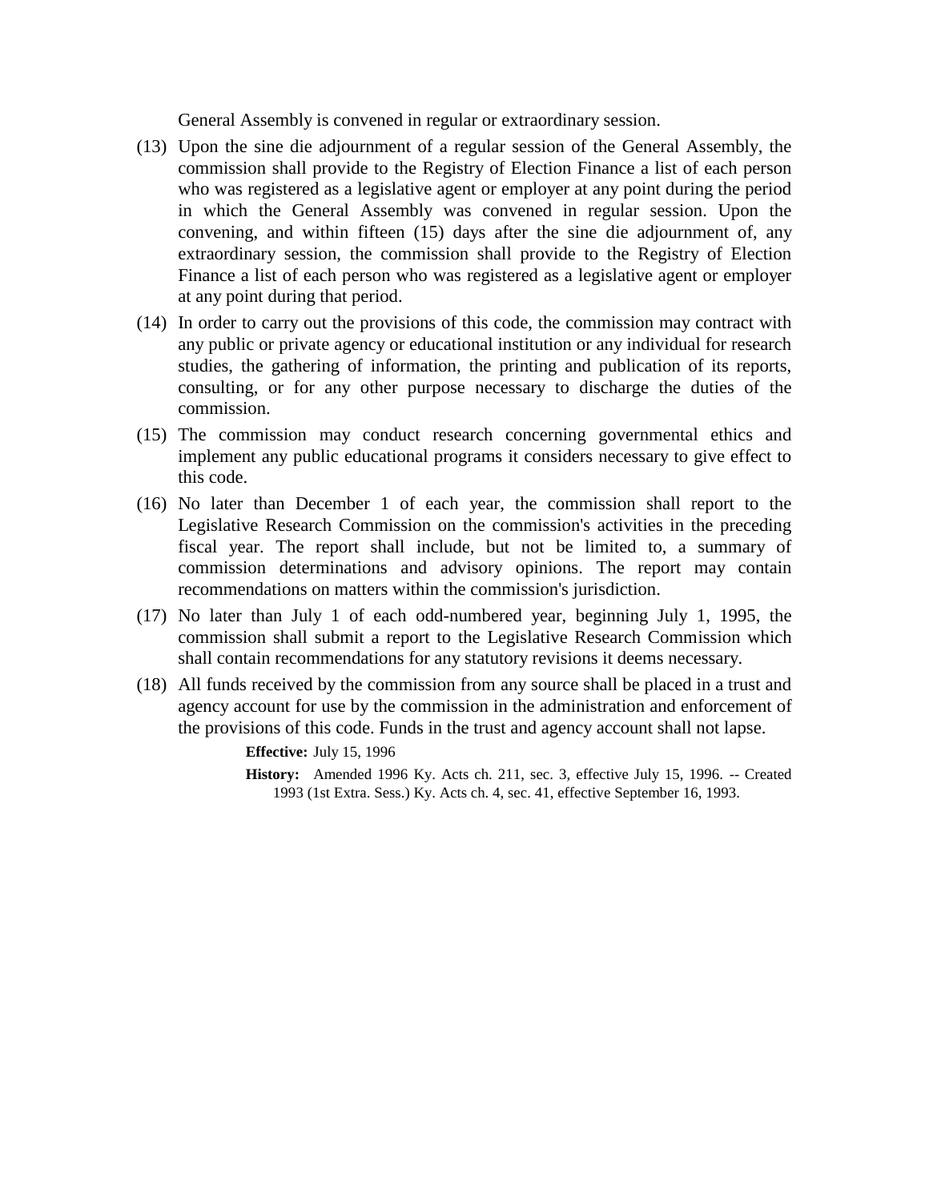General Assembly is convened in regular or extraordinary session.

(13) Upon the sine die adjournment of a regular session of the General Assembly, the commission shall provide to the Registry of Election Finance a list of each person who was registered as a legislative agent or employer at any point during the period in which the General Assembly was convened in regular session. Upon the convening, and within fifteen (15) days after the sine die adjournment of, any extraordinary session, the commission shall provide to the Registry of Election Finance a list of each person who was registered as a legislative agent or employer at any point during that period.

(14) In order to carry out the provisions of this code, the commission may contract with any public or private agency or educational institution or any individual for research studies, the gathering of information, the printing and publication of its reports, consulting, or for any other purpose necessary to discharge the duties of the commission.

(15) The commission may conduct research concerning governmental ethics and implement any public educational programs it considers necessary to give effect to this code.

(16) No later than December 1 of each year, the commission shall report to the Legislative Research Commission on the commission's activities in the preceding fiscal year. The report shall include, but not be limited to, a summary of commission determinations and advisory opinions. The report may contain recommendations on matters within the commission's jurisdiction.

(17) No later than July 1 of each odd-numbered year, beginning July 1, 1995, the commission shall submit a report to the Legislative Research Commission which shall contain recommendations for any statutory revisions it deems necessary.

(18) All funds received by the commission from any source shall be placed in a trust and agency account for use by the commission in the administration and enforcement of the provisions of this code. Funds in the trust and agency account shall not lapse.

**Effective:** July 15, 1996

**History:** Amended 1996 Ky. Acts ch. 211, sec. 3, effective July 15, 1996. -- Created 1993 (1st Extra. Sess.) Ky. Acts ch. 4, sec. 41, effective September 16, 1993.